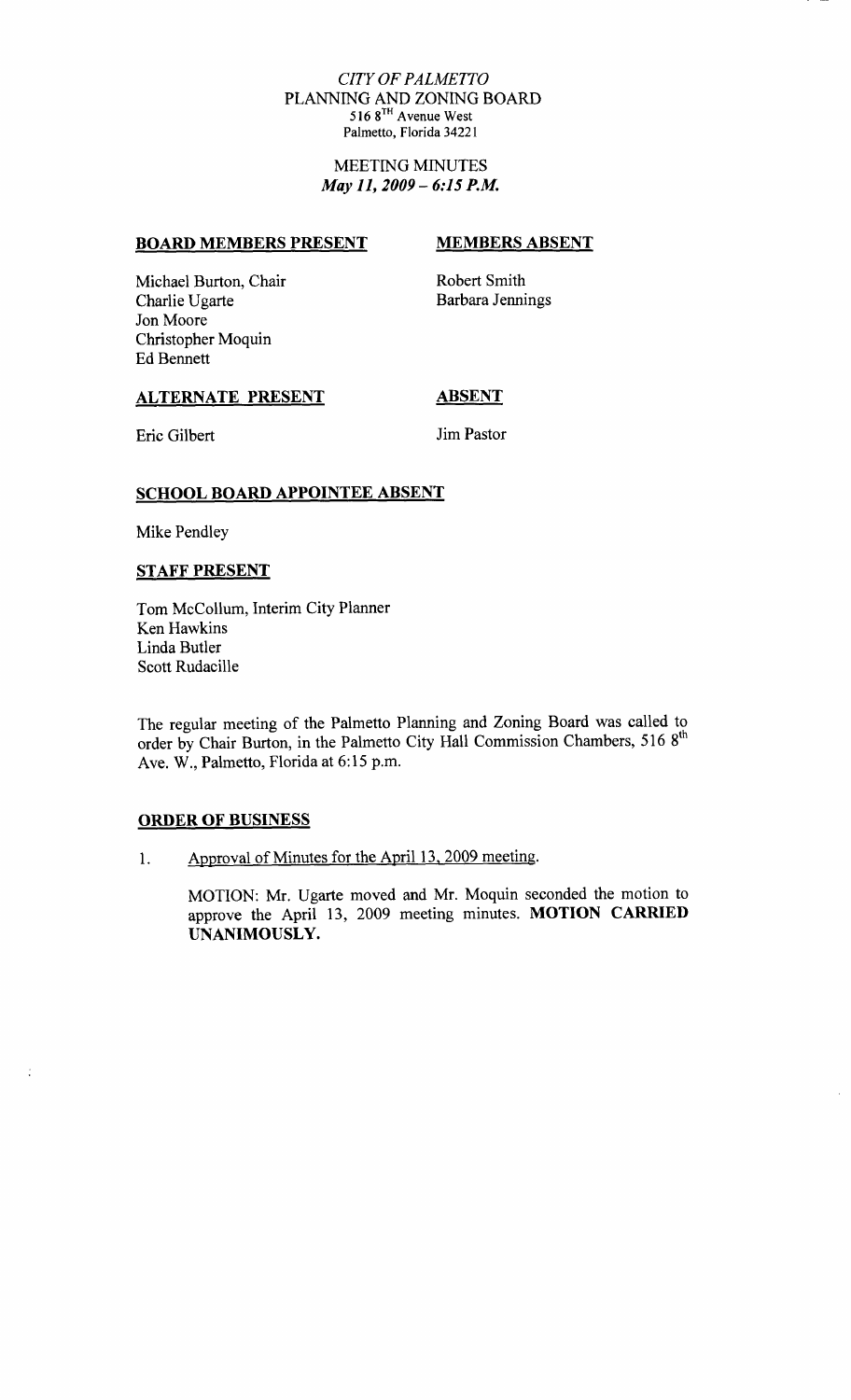*CITY OF PALMETTO*
PLANNING AND ZONING BOARD
516 8TH Avenue West
Palmetto, Florida 34221

MEETING MINUTES
***May 11, 2009 – 6:15 P.M.***

| **BOARD MEMBERS PRESENT** | **MEMBERS ABSENT** |
| --- | --- |
| Michael Burton, Chair | Robert Smith |
| Charlie Ugarte | Barbara Jennings |
| Jon Moore | |
| Christopher Moquin | |
| Ed Bennett | |

| **ALTERNATE PRESENT** | **ABSENT** |
| --- | --- |
| Eric Gilbert | Jim Pastor |

**SCHOOL BOARD APPOINTEE ABSENT**

Mike Pendley

**STAFF PRESENT**

Tom McCollum, Interim City Planner
Ken Hawkins
Linda Butler
Scott Rudacille

The regular meeting of the Palmetto Planning and Zoning Board was called to order by Chair Burton, in the Palmetto City Hall Commission Chambers, 516 8th Ave. W., Palmetto, Florida at 6:15 p.m.

**ORDER OF BUSINESS**

1. Approval of Minutes for the April 13, 2009 meeting.

   MOTION: Mr. Ugarte moved and Mr. Moquin seconded the motion to approve the April 13, 2009 meeting minutes. **MOTION CARRIED UNANIMOUSLY.**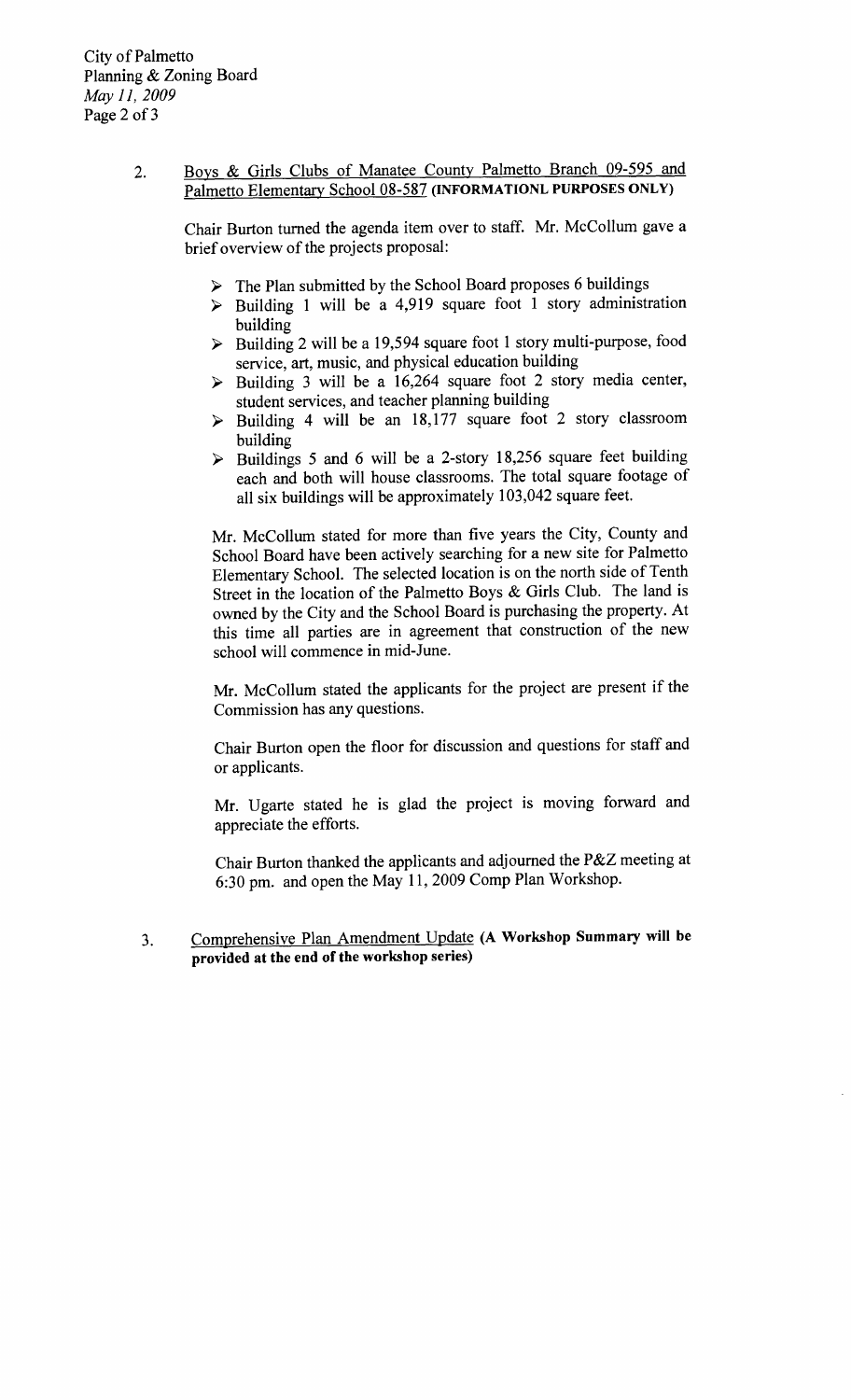2. <u>Boys & Girls Clubs of Manatee County Palmetto Branch 09-595 and Palmetto Elementary School 08-587</u> **(INFORMATIONL PURPOSES ONLY)**

Chair Burton turned the agenda item over to staff. Mr. McCollum gave a brief overview of the projects proposal:

- The Plan submitted by the School Board proposes 6 buildings
- Building 1 will be a 4,919 square foot 1 story administration building
- Building 2 will be a 19,594 square foot 1 story multi-purpose, food service, art, music, and physical education building
- Building 3 will be a 16,264 square foot 2 story media center, student services, and teacher planning building
- Building 4 will be an 18,177 square foot 2 story classroom building
- Buildings 5 and 6 will be a 2-story 18,256 square feet building each and both will house classrooms. The total square footage of all six buildings will be approximately 103,042 square feet.

Mr. McCollum stated for more than five years the City, County and School Board have been actively searching for a new site for Palmetto Elementary School. The selected location is on the north side of Tenth Street in the location of the Palmetto Boys & Girls Club. The land is owned by the City and the School Board is purchasing the property. At this time all parties are in agreement that construction of the new school will commence in mid-June.

Mr. McCollum stated the applicants for the project are present if the Commission has any questions.

Chair Burton open the floor for discussion and questions for staff and or applicants.

Mr. Ugarte stated he is glad the project is moving forward and appreciate the efforts.

Chair Burton thanked the applicants and adjourned the P&Z meeting at 6:30 pm. and open the May 11, 2009 Comp Plan Workshop.

3. <u>Comprehensive Plan Amendment Update</u> **(A Workshop Summary will be provided at the end of the workshop series)**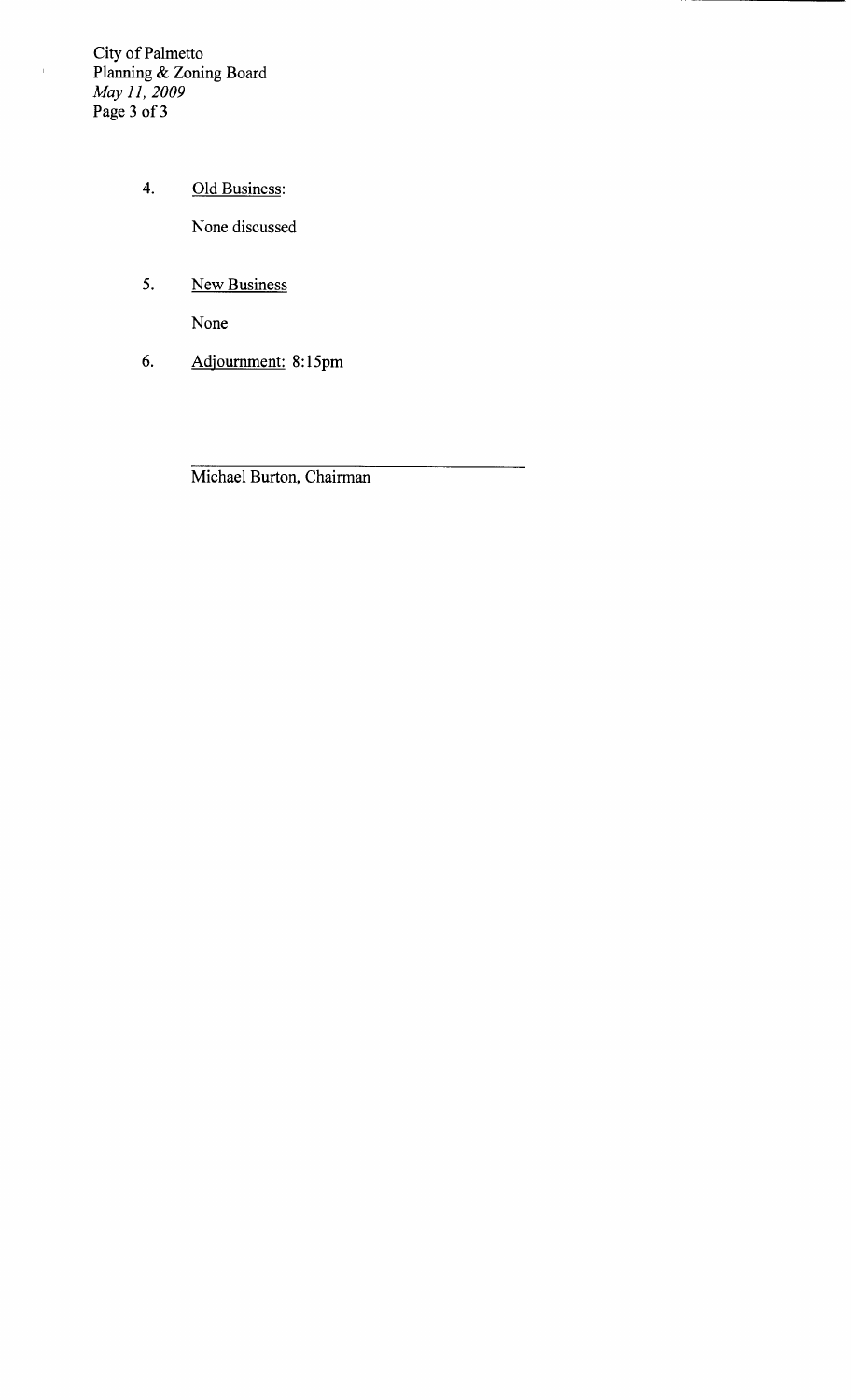4. <u>Old Business</u>:

   None discussed

5. <u>New Business</u>

   None

6. <u>Adjournment:</u> 8:15pm

______________________________

Michael Burton, Chairman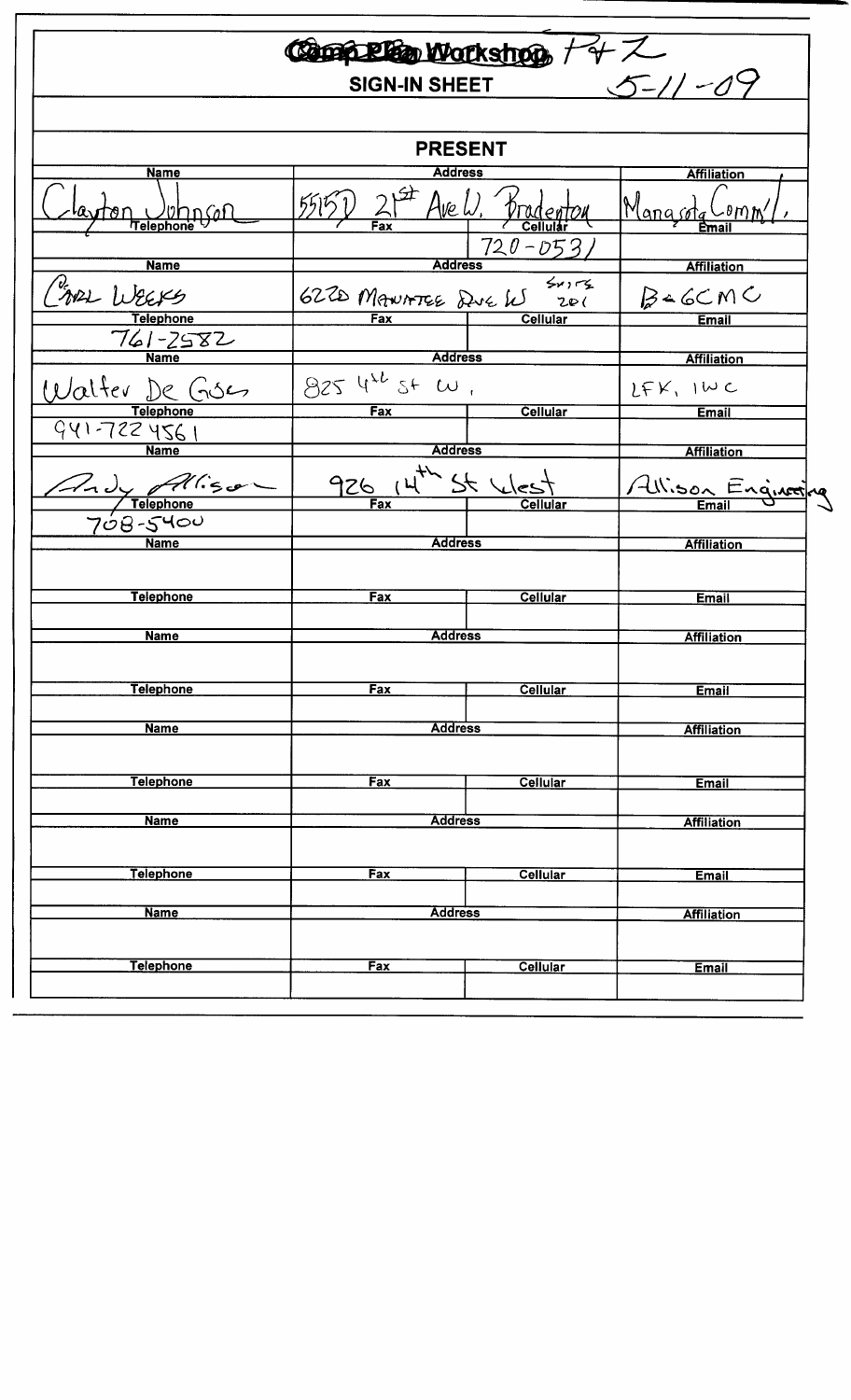# Comp Plan Workshop P+Z 5-11-09

## SIGN-IN SHEET

### PRESENT

| Name | Address | | Affiliation |
|---|---|---|---|
| Clayton Johnson | 5515 21st Ave W, Bradenton | | Manasota Comm'l |
| **Telephone** | **Fax** | **Cellular** | **Email** |
| | | 720-0531 | |
| **Name** | **Address** | | **Affiliation** |
| Carl Weeks | 6220 Manatee Ave W Suite 201 | | B&GCMC |
| **Telephone** | **Fax** | **Cellular** | **Email** |
| 761-2582 | | | |
| **Name** | **Address** | | **Affiliation** |
| Walter De Gose | 825 4th St W, | | LFK, IWC |
| **Telephone** | **Fax** | **Cellular** | **Email** |
| 941-722 4561 | | | |
| **Name** | **Address** | | **Affiliation** |
| Andy Allison | 926 14th St West | | Allison Engineering |
| **Telephone** | **Fax** | **Cellular** | **Email** |
| 708-5400 | | | |
| **Name** | **Address** | | **Affiliation** |
| | | | |
| **Telephone** | **Fax** | **Cellular** | **Email** |
| | | | |
| **Name** | **Address** | | **Affiliation** |
| | | | |
| **Telephone** | **Fax** | **Cellular** | **Email** |
| | | | |
| **Name** | **Address** | | **Affiliation** |
| | | | |
| **Telephone** | **Fax** | **Cellular** | **Email** |
| | | | |
| **Name** | **Address** | | **Affiliation** |
| | | | |
| **Telephone** | **Fax** | **Cellular** | **Email** |
| | | | |
| **Name** | **Address** | | **Affiliation** |
| | | | |
| **Telephone** | **Fax** | **Cellular** | **Email** |
| | | | |